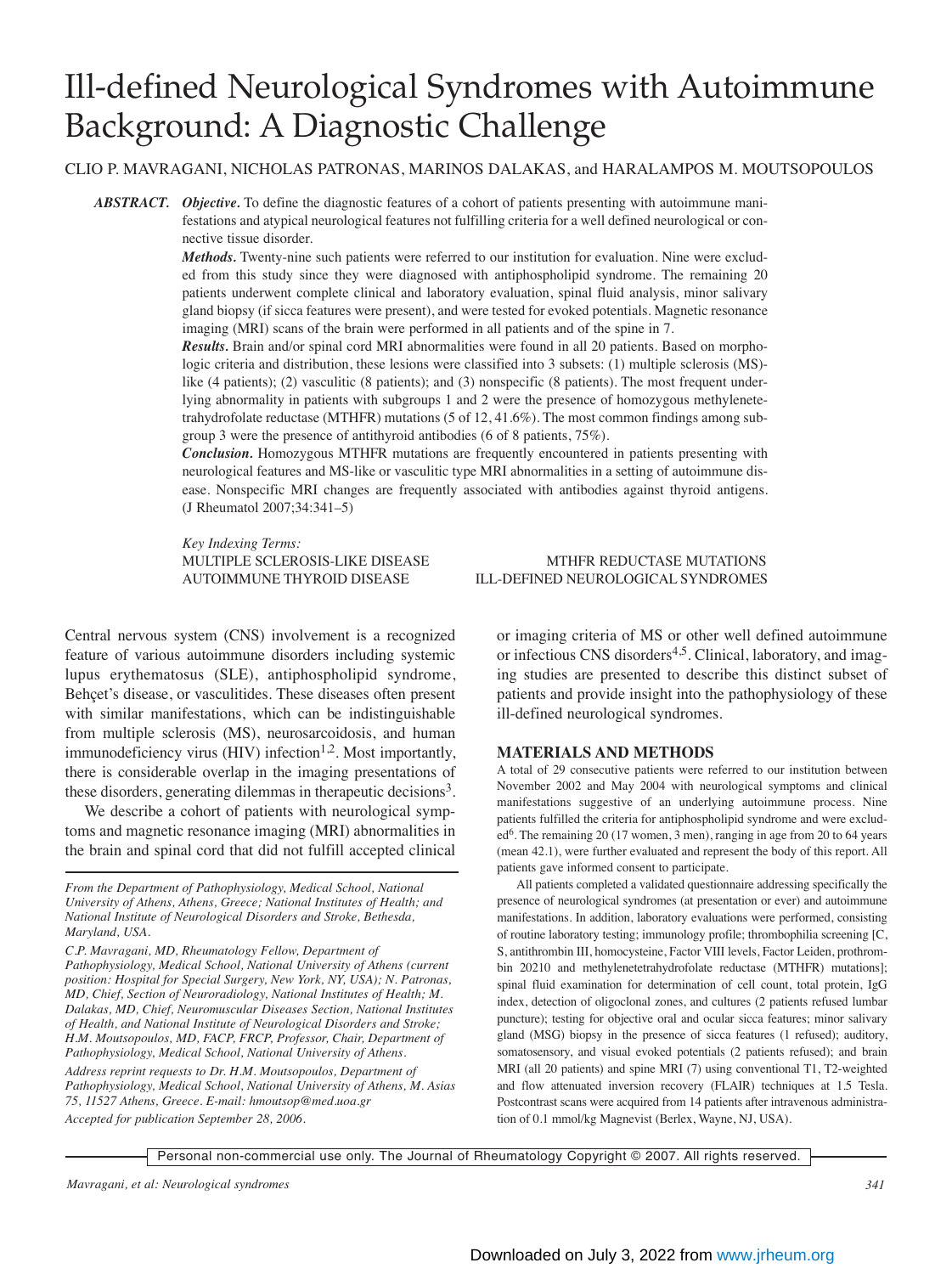# Ill-defined Neurological Syndromes with Autoimmune Background: A Diagnostic Challenge

CLIO P. MAVRAGANI, NICHOLAS PATRONAS, MARINOS DALAKAS, and HARALAMPOS M. MOUTSOPOULOS

**ABSTRACT.** ***Objective.*** To define the diagnostic features of a cohort of patients presenting with autoimmune manifestations and atypical neurological features not fulfilling criteria for a well defined neurological or connective tissue disorder.

***Methods.*** Twenty-nine such patients were referred to our institution for evaluation. Nine were excluded from this study since they were diagnosed with antiphospholipid syndrome. The remaining 20 patients underwent complete clinical and laboratory evaluation, spinal fluid analysis, minor salivary gland biopsy (if sicca features were present), and were tested for evoked potentials. Magnetic resonance imaging (MRI) scans of the brain were performed in all patients and of the spine in 7.

***Results.*** Brain and/or spinal cord MRI abnormalities were found in all 20 patients. Based on morphologic criteria and distribution, these lesions were classified into 3 subsets: (1) multiple sclerosis (MS)-like (4 patients); (2) vasculitic (8 patients); and (3) nonspecific (8 patients). The most frequent underlying abnormality in patients with subgroups 1 and 2 were the presence of homozygous methylenetetrahydrofolate reductase (MTHFR) mutations (5 of 12, 41.6%). The most common findings among subgroup 3 were the presence of antithyroid antibodies (6 of 8 patients, 75%).

***Conclusion.*** Homozygous MTHFR mutations are frequently encountered in patients presenting with neurological features and MS-like or vasculitic type MRI abnormalities in a setting of autoimmune disease. Nonspecific MRI changes are frequently associated with antibodies against thyroid antigens. (J Rheumatol 2007;34:341–5)

*Key Indexing Terms:*
MULTIPLE SCLEROSIS-LIKE DISEASE
MTHFR REDUCTASE MUTATIONS
AUTOIMMUNE THYROID DISEASE
ILL-DEFINED NEUROLOGICAL SYNDROMES

Central nervous system (CNS) involvement is a recognized feature of various autoimmune disorders including systemic lupus erythematosus (SLE), antiphospholipid syndrome, Behçet's disease, or vasculitides. These diseases often present with similar manifestations, which can be indistinguishable from multiple sclerosis (MS), neurosarcoidosis, and human immunodeficiency virus (HIV) infection[1,2]. Most importantly, there is considerable overlap in the imaging presentations of these disorders, generating dilemmas in therapeutic decisions[3].

We describe a cohort of patients with neurological symptoms and magnetic resonance imaging (MRI) abnormalities in the brain and spinal cord that did not fulfill accepted clinical or imaging criteria of MS or other well defined autoimmune or infectious CNS disorders[4,5]. Clinical, laboratory, and imaging studies are presented to describe this distinct subset of patients and provide insight into the pathophysiology of these ill-defined neurological syndromes.

*From the Department of Pathophysiology, Medical School, National University of Athens, Athens, Greece; National Institutes of Health; and National Institute of Neurological Disorders and Stroke, Bethesda, Maryland, USA.*

*C.P. Mavragani, MD, Rheumatology Fellow, Department of Pathophysiology, Medical School, National University of Athens (current position: Hospital for Special Surgery, New York, NY, USA); N. Patronas, MD, Chief, Section of Neuroradiology, National Institutes of Health; M. Dalakas, MD, Chief, Neuromuscular Diseases Section, National Institutes of Health, and National Institute of Neurological Disorders and Stroke; H.M. Moutsopoulos, MD, FACP, FRCP, Professor, Chair, Department of Pathophysiology, Medical School, National University of Athens.*

*Address reprint requests to Dr. H.M. Moutsopoulos, Department of Pathophysiology, Medical School, National University of Athens, M. Asias 75, 11527 Athens, Greece. E-mail: hmoutsop@med.uoa.gr*

*Accepted for publication September 28, 2006.*

## MATERIALS AND METHODS

A total of 29 consecutive patients were referred to our institution between November 2002 and May 2004 with neurological symptoms and clinical manifestations suggestive of an underlying autoimmune process. Nine patients fulfilled the criteria for antiphospholipid syndrome and were excluded[6]. The remaining 20 (17 women, 3 men), ranging in age from 20 to 64 years (mean 42.1), were further evaluated and represent the body of this report. All patients gave informed consent to participate.

All patients completed a validated questionnaire addressing specifically the presence of neurological syndromes (at presentation or ever) and autoimmune manifestations. In addition, laboratory evaluations were performed, consisting of routine laboratory testing; immunology profile; thrombophilia screening [C, S, antithrombin III, homocysteine, Factor VIII levels, Factor Leiden, prothrombin 20210 and methylenetetrahydrofolate reductase (MTHFR) mutations]; spinal fluid examination for determination of cell count, total protein, IgG index, detection of oligoclonal zones, and cultures (2 patients refused lumbar puncture); testing for objective oral and ocular sicca features; minor salivary gland (MSG) biopsy in the presence of sicca features (1 refused); auditory, somatosensory, and visual evoked potentials (2 patients refused); and brain MRI (all 20 patients) and spine MRI (7) using conventional T1, T2-weighted and flow attenuated inversion recovery (FLAIR) techniques at 1.5 Tesla. Postcontrast scans were acquired from 14 patients after intravenous administration of 0.1 mmol/kg Magnevist (Berlex, Wayne, NJ, USA).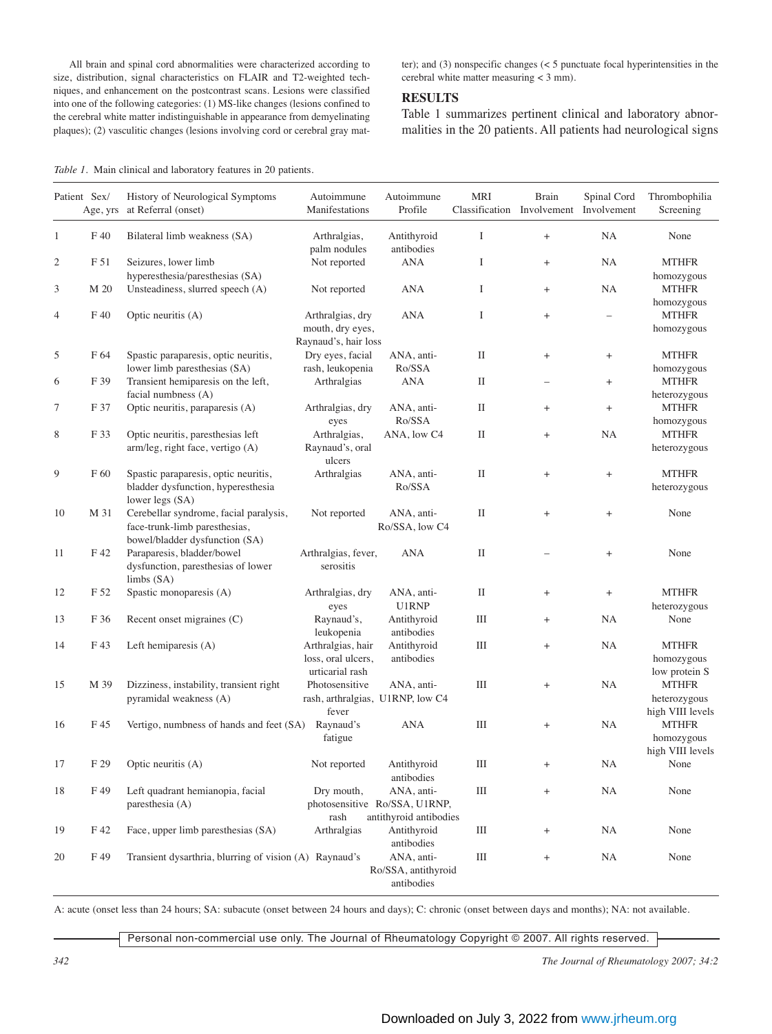All brain and spinal cord abnormalities were characterized according to size, distribution, signal characteristics on FLAIR and T2-weighted techniques, and enhancement on the postcontrast scans. Lesions were classified into one of the following categories: (1) MS-like changes (lesions confined to the cerebral white matter indistinguishable in appearance from demyelinating plaques); (2) vasculitic changes (lesions involving cord or cerebral gray matter); and (3) nonspecific changes (< 5 punctuate focal hyperintensities in the cerebral white matter measuring < 3 mm).

## RESULTS

Table 1 summarizes pertinent clinical and laboratory abnormalities in the 20 patients. All patients had neurological signs

*Table 1.* Main clinical and laboratory features in 20 patients.

| Patient | Sex/ Age, yrs | History of Neurological Symptoms at Referral (onset) | Autoimmune Manifestations | Autoimmune Profile | MRI Classification | Brain Involvement | Spinal Cord Involvement | Thrombophilia Screening |
|---|---|---|---|---|---|---|---|---|
| 1 | F 40 | Bilateral limb weakness (SA) | Arthralgias, palm nodules | Antithyroid antibodies | I | + | NA | None |
| 2 | F 51 | Seizures, lower limb hyperesthesia/paresthesias (SA) | Not reported | ANA | I | + | NA | MTHFR homozygous |
| 3 | M 20 | Unsteadiness, slurred speech (A) | Not reported | ANA | I | + | NA | MTHFR homozygous |
| 4 | F 40 | Optic neuritis (A) | Arthralgias, dry mouth, dry eyes, Raynaud's, hair loss | ANA | I | + | – | MTHFR homozygous |
| 5 | F 64 | Spastic paraparesis, optic neuritis, lower limb paresthesias (SA) | Dry eyes, facial rash, leukopenia | ANA, anti-Ro/SSA | II | + | + | MTHFR homozygous |
| 6 | F 39 | Transient hemiparesis on the left, facial numbness (A) | Arthralgias | ANA | II | – | + | MTHFR heterozygous |
| 7 | F 37 | Optic neuritis, paraparesis (A) | Arthralgias, dry eyes | ANA, anti-Ro/SSA | II | + | + | MTHFR homozygous |
| 8 | F 33 | Optic neuritis, paresthesias left arm/leg, right face, vertigo (A) | Arthralgias, Raynaud's, oral ulcers | ANA, low C4 | II | + | NA | MTHFR heterozygous |
| 9 | F 60 | Spastic paraparesis, optic neuritis, bladder dysfunction, hyperesthesia lower legs (SA) | Arthralgias | ANA, anti-Ro/SSA | II | + | + | MTHFR heterozygous |
| 10 | M 31 | Cerebellar syndrome, facial paralysis, face-trunk-limb paresthesias, bowel/bladder dysfunction (SA) | Not reported | ANA, anti-Ro/SSA, low C4 | II | + | + | None |
| 11 | F 42 | Paraparesis, bladder/bowel dysfunction, paresthesias of lower limbs (SA) | Arthralgias, fever, serositis | ANA | II | – | + | None |
| 12 | F 52 | Spastic monoparesis (A) | Arthralgias, dry eyes | ANA, anti-U1RNP | II | + | + | MTHFR heterozygous |
| 13 | F 36 | Recent onset migraines (C) | Raynaud's, leukopenia | Antithyroid antibodies | III | + | NA | None |
| 14 | F 43 | Left hemiparesis (A) | Arthralgias, hair loss, oral ulcers, urticarial rash | Antithyroid antibodies | III | + | NA | MTHFR homozygous low protein S |
| 15 | M 39 | Dizziness, instability, transient right pyramidal weakness (A) | Photosensitive rash, arthralgias, fever | ANA, anti-U1RNP, low C4 | III | + | NA | MTHFR heterozygous high VIII levels |
| 16 | F 45 | Vertigo, numbness of hands and feet (SA) | Raynaud's fatigue | ANA | III | + | NA | MTHFR homozygous high VIII levels |
| 17 | F 29 | Optic neuritis (A) | Not reported | Antithyroid antibodies | III | + | NA | None |
| 18 | F 49 | Left quadrant hemianopia, facial paresthesia (A) | Dry mouth, photosensitive rash | ANA, anti-Ro/SSA, U1RNP, antithyroid antibodies | III | + | NA | None |
| 19 | F 42 | Face, upper limb paresthesias (SA) | Arthralgias | Antithyroid antibodies | III | + | NA | None |
| 20 | F 49 | Transient dysarthria, blurring of vision (A) | Raynaud's | ANA, anti-Ro/SSA, antithyroid antibodies | III | + | NA | None |

A: acute (onset less than 24 hours; SA: subacute (onset between 24 hours and days); C: chronic (onset between days and months); NA: not available.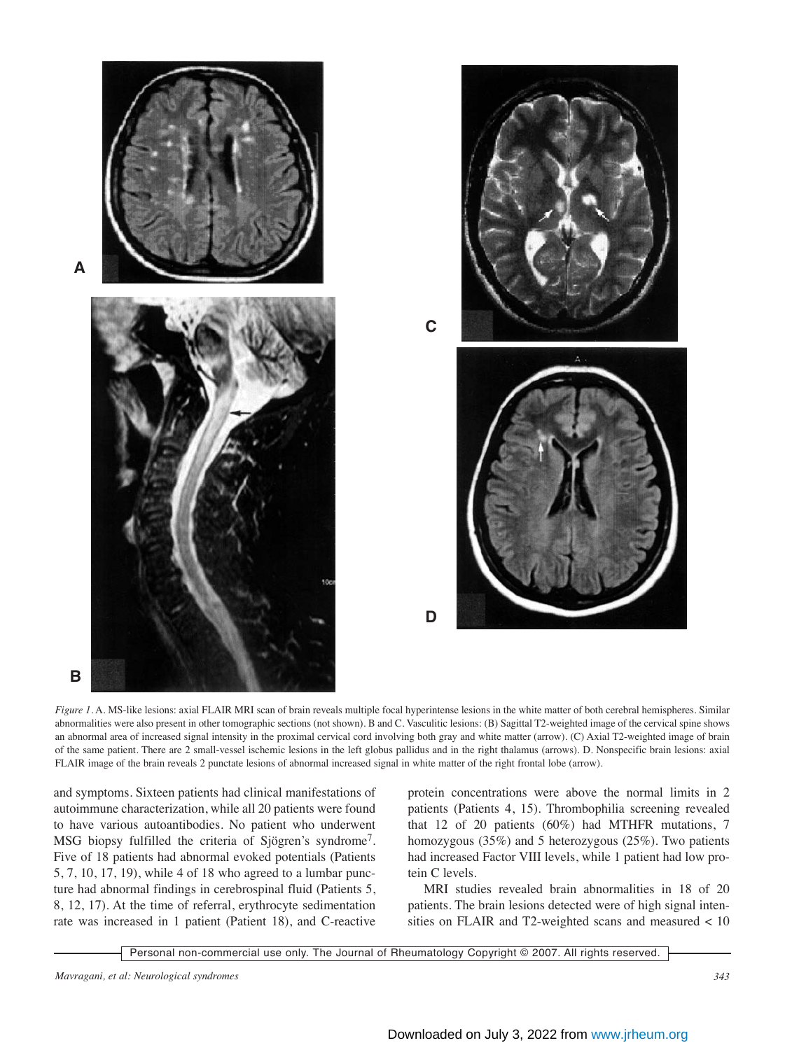*Figure 1.* A. MS-like lesions: axial FLAIR MRI scan of brain reveals multiple focal hyperintense lesions in the white matter of both cerebral hemispheres. Similar abnormalities were also present in other tomographic sections (not shown). B and C. Vasculitic lesions: (B) Sagittal T2-weighted image of the cervical spine shows an abnormal area of increased signal intensity in the proximal cervical cord involving both gray and white matter (arrow). (C) Axial T2-weighted image of brain of the same patient. There are 2 small-vessel ischemic lesions in the left globus pallidus and in the right thalamus (arrows). D. Nonspecific brain lesions: axial FLAIR image of the brain reveals 2 punctate lesions of abnormal increased signal in white matter of the right frontal lobe (arrow).

and symptoms. Sixteen patients had clinical manifestations of autoimmune characterization, while all 20 patients were found to have various autoantibodies. No patient who underwent MSG biopsy fulfilled the criteria of Sjögren's syndrome[7]. Five of 18 patients had abnormal evoked potentials (Patients 5, 7, 10, 17, 19), while 4 of 18 who agreed to a lumbar puncture had abnormal findings in cerebrospinal fluid (Patients 5, 8, 12, 17). At the time of referral, erythrocyte sedimentation rate was increased in 1 patient (Patient 18), and C-reactive protein concentrations were above the normal limits in 2 patients (Patients 4, 15). Thrombophilia screening revealed that 12 of 20 patients (60%) had MTHFR mutations, 7 homozygous (35%) and 5 heterozygous (25%). Two patients had increased Factor VIII levels, while 1 patient had low protein C levels.

MRI studies revealed brain abnormalities in 18 of 20 patients. The brain lesions detected were of high signal intensities on FLAIR and T2-weighted scans and measured < 10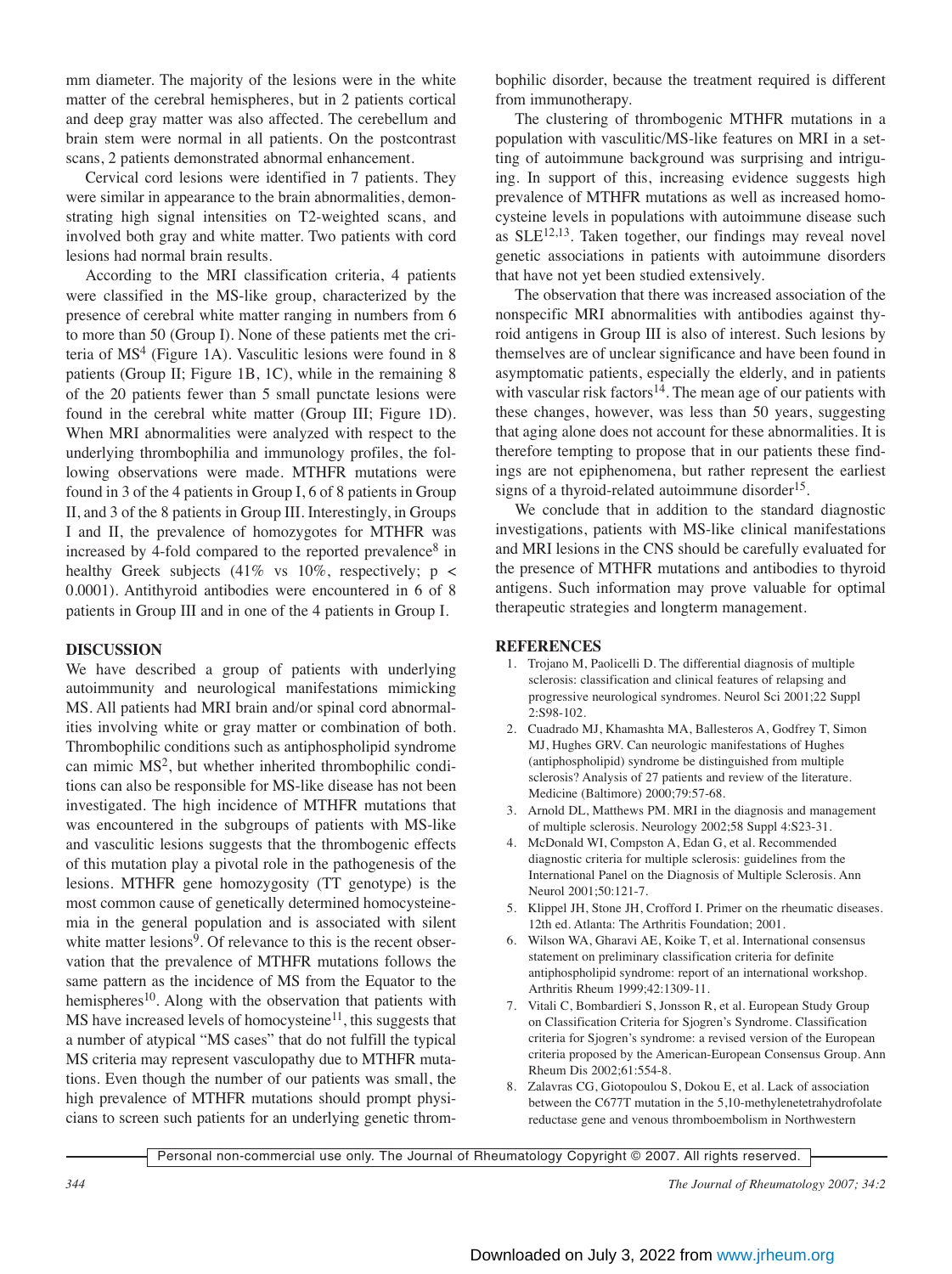mm diameter. The majority of the lesions were in the white matter of the cerebral hemispheres, but in 2 patients cortical and deep gray matter was also affected. The cerebellum and brain stem were normal in all patients. On the postcontrast scans, 2 patients demonstrated abnormal enhancement.

Cervical cord lesions were identified in 7 patients. They were similar in appearance to the brain abnormalities, demonstrating high signal intensities on T2-weighted scans, and involved both gray and white matter. Two patients with cord lesions had normal brain results.

According to the MRI classification criteria, 4 patients were classified in the MS-like group, characterized by the presence of cerebral white matter ranging in numbers from 6 to more than 50 (Group I). None of these patients met the criteria of MS[4] (Figure 1A). Vasculitic lesions were found in 8 patients (Group II; Figure 1B, 1C), while in the remaining 8 of the 20 patients fewer than 5 small punctate lesions were found in the cerebral white matter (Group III; Figure 1D). When MRI abnormalities were analyzed with respect to the underlying thrombophilia and immunology profiles, the following observations were made. MTHFR mutations were found in 3 of the 4 patients in Group I, 6 of 8 patients in Group II, and 3 of the 8 patients in Group III. Interestingly, in Groups I and II, the prevalence of homozygotes for MTHFR was increased by 4-fold compared to the reported prevalence[8] in healthy Greek subjects (41% vs 10%, respectively; $p < 0.0001$). Antithyroid antibodies were encountered in 6 of 8 patients in Group III and in one of the 4 patients in Group I.

## DISCUSSION

We have described a group of patients with underlying autoimmunity and neurological manifestations mimicking MS. All patients had MRI brain and/or spinal cord abnormalities involving white or gray matter or combination of both. Thrombophilic conditions such as antiphospholipid syndrome can mimic MS[2], but whether inherited thrombophilic conditions can also be responsible for MS-like disease has not been investigated. The high incidence of MTHFR mutations that was encountered in the subgroups of patients with MS-like and vasculitic lesions suggests that the thrombogenic effects of this mutation play a pivotal role in the pathogenesis of the lesions. MTHFR gene homozygosity (TT genotype) is the most common cause of genetically determined homocysteinemia in the general population and is associated with silent white matter lesions[9]. Of relevance to this is the recent observation that the prevalence of MTHFR mutations follows the same pattern as the incidence of MS from the Equator to the hemispheres[10]. Along with the observation that patients with MS have increased levels of homocysteine[11], this suggests that a number of atypical "MS cases" that do not fulfill the typical MS criteria may represent vasculopathy due to MTHFR mutations. Even though the number of our patients was small, the high prevalence of MTHFR mutations should prompt physicians to screen such patients for an underlying genetic thrombophilic disorder, because the treatment required is different from immunotherapy.

The clustering of thrombogenic MTHFR mutations in a population with vasculitic/MS-like features on MRI in a setting of autoimmune background was surprising and intriguing. In support of this, increasing evidence suggests high prevalence of MTHFR mutations as well as increased homocysteine levels in populations with autoimmune disease such as SLE[12,13]. Taken together, our findings may reveal novel genetic associations in patients with autoimmune disorders that have not yet been studied extensively.

The observation that there was increased association of the nonspecific MRI abnormalities with antibodies against thyroid antigens in Group III is also of interest. Such lesions by themselves are of unclear significance and have been found in asymptomatic patients, especially the elderly, and in patients with vascular risk factors[14]. The mean age of our patients with these changes, however, was less than 50 years, suggesting that aging alone does not account for these abnormalities. It is therefore tempting to propose that in our patients these findings are not epiphenomena, but rather represent the earliest signs of a thyroid-related autoimmune disorder[15].

We conclude that in addition to the standard diagnostic investigations, patients with MS-like clinical manifestations and MRI lesions in the CNS should be carefully evaluated for the presence of MTHFR mutations and antibodies to thyroid antigens. Such information may prove valuable for optimal therapeutic strategies and longterm management.

## REFERENCES

1. Trojano M, Paolicelli D. The differential diagnosis of multiple sclerosis: classification and clinical features of relapsing and progressive neurological syndromes. Neurol Sci 2001;22 Suppl 2:S98-102.
2. Cuadrado MJ, Khamashta MA, Ballesteros A, Godfrey T, Simon MJ, Hughes GRV. Can neurologic manifestations of Hughes (antiphospholipid) syndrome be distinguished from multiple sclerosis? Analysis of 27 patients and review of the literature. Medicine (Baltimore) 2000;79:57-68.
3. Arnold DL, Matthews PM. MRI in the diagnosis and management of multiple sclerosis. Neurology 2002;58 Suppl 4:S23-31.
4. McDonald WI, Compston A, Edan G, et al. Recommended diagnostic criteria for multiple sclerosis: guidelines from the International Panel on the Diagnosis of Multiple Sclerosis. Ann Neurol 2001;50:121-7.
5. Klippel JH, Stone JH, Crofford I. Primer on the rheumatic diseases. 12th ed. Atlanta: The Arthritis Foundation; 2001.
6. Wilson WA, Gharavi AE, Koike T, et al. International consensus statement on preliminary classification criteria for definite antiphospholipid syndrome: report of an international workshop. Arthritis Rheum 1999;42:1309-11.
7. Vitali C, Bombardieri S, Jonsson R, et al. European Study Group on Classification Criteria for Sjogren's Syndrome. Classification criteria for Sjogren's syndrome: a revised version of the European criteria proposed by the American-European Consensus Group. Ann Rheum Dis 2002;61:554-8.
8. Zalavras CG, Giotopoulou S, Dokou E, et al. Lack of association between the C677T mutation in the 5,10-methylenetetrahydrofolate reductase gene and venous thromboembolism in Northwestern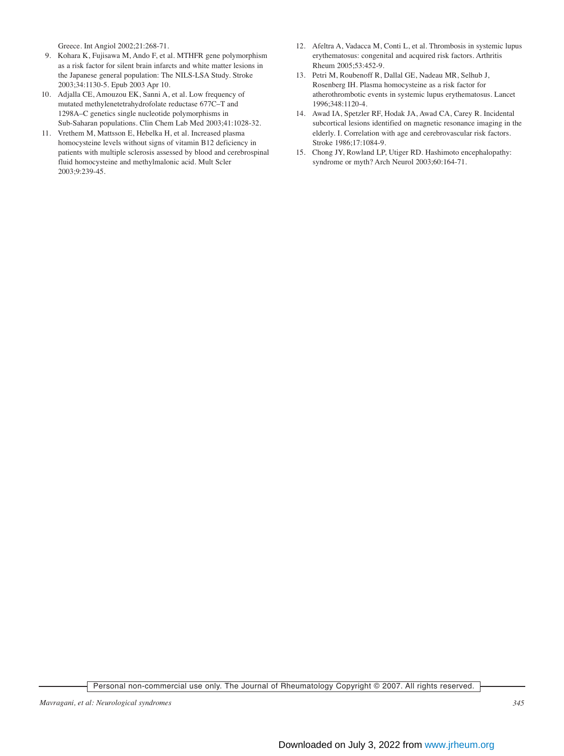Greece. Int Angiol 2002;21:268-71.

9. Kohara K, Fujisawa M, Ando F, et al. MTHFR gene polymorphism as a risk factor for silent brain infarcts and white matter lesions in the Japanese general population: The NILS-LSA Study. Stroke 2003;34:1130-5. Epub 2003 Apr 10.
10. Adjalla CE, Amouzou EK, Sanni A, et al. Low frequency of mutated methylenetetrahydrofolate reductase 677C–T and 1298A–C genetics single nucleotide polymorphisms in Sub-Saharan populations. Clin Chem Lab Med 2003;41:1028-32.
11. Vrethem M, Mattsson E, Hebelka H, et al. Increased plasma homocysteine levels without signs of vitamin B12 deficiency in patients with multiple sclerosis assessed by blood and cerebrospinal fluid homocysteine and methylmalonic acid. Mult Scler 2003;9:239-45.
12. Afeltra A, Vadacca M, Conti L, et al. Thrombosis in systemic lupus erythematosus: congenital and acquired risk factors. Arthritis Rheum 2005;53:452-9.
13. Petri M, Roubenoff R, Dallal GE, Nadeau MR, Selhub J, Rosenberg IH. Plasma homocysteine as a risk factor for atherothrombotic events in systemic lupus erythematosus. Lancet 1996;348:1120-4.
14. Awad IA, Spetzler RF, Hodak JA, Awad CA, Carey R. Incidental subcortical lesions identified on magnetic resonance imaging in the elderly. I. Correlation with age and cerebrovascular risk factors. Stroke 1986;17:1084-9.
15. Chong JY, Rowland LP, Utiger RD. Hashimoto encephalopathy: syndrome or myth? Arch Neurol 2003;60:164-71.